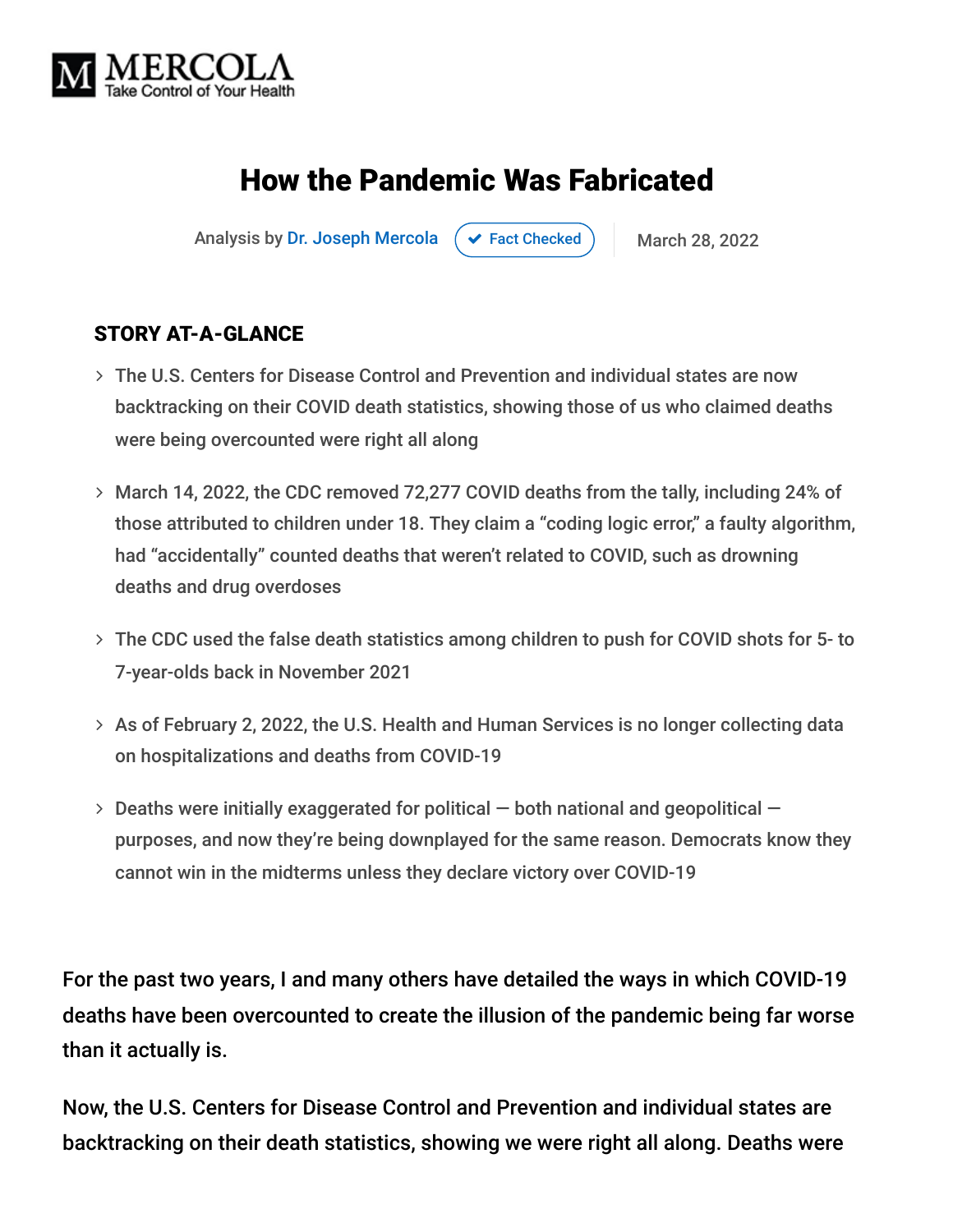MERCOLA
Take Control of Your Health

# How the Pandemic Was Fabricated

Analysis by Dr. Joseph Mercola ✔ Fact Checked | March 28, 2022

**STORY AT-A-GLANCE**

- The U.S. Centers for Disease Control and Prevention and individual states are now backtracking on their COVID death statistics, showing those of us who claimed deaths were being overcounted were right all along
- March 14, 2022, the CDC removed 72,277 COVID deaths from the tally, including 24% of those attributed to children under 18. They claim a "coding logic error," a faulty algorithm, had "accidentally" counted deaths that weren't related to COVID, such as drowning deaths and drug overdoses
- The CDC used the false death statistics among children to push for COVID shots for 5- to 7-year-olds back in November 2021
- As of February 2, 2022, the U.S. Health and Human Services is no longer collecting data on hospitalizations and deaths from COVID-19
- Deaths were initially exaggerated for political — both national and geopolitical — purposes, and now they're being downplayed for the same reason. Democrats know they cannot win in the midterms unless they declare victory over COVID-19

For the past two years, I and many others have detailed the ways in which COVID-19 deaths have been overcounted to create the illusion of the pandemic being far worse than it actually is.

Now, the U.S. Centers for Disease Control and Prevention and individual states are backtracking on their death statistics, showing we were right all along. Deaths were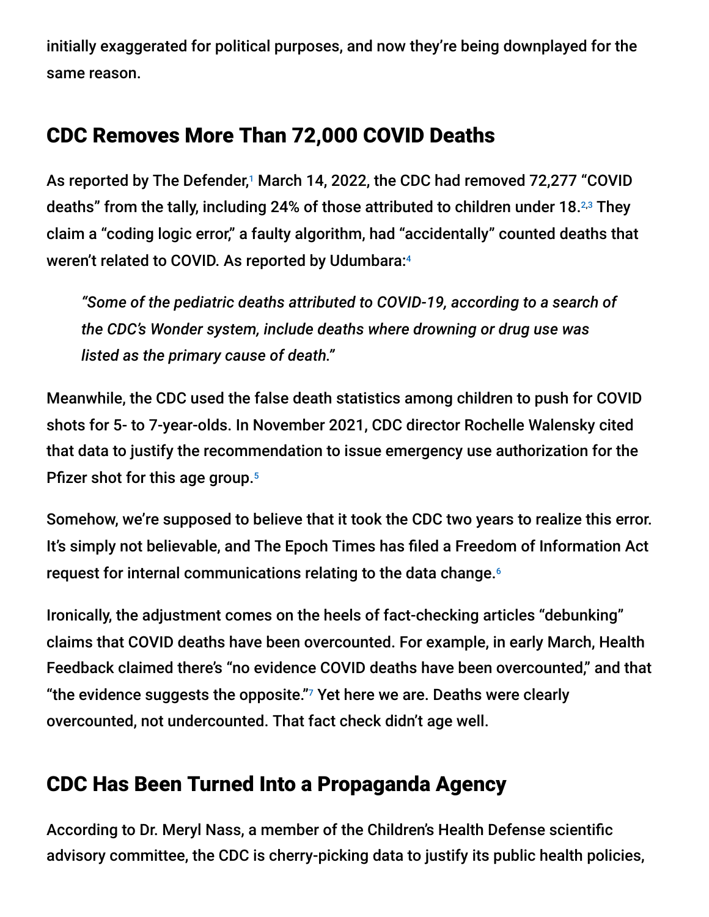initially exaggerated for political purposes, and now they're being downplayed for the same reason.

## CDC Removes More Than 72,000 COVID Deaths

As reported by The Defender,[1] March 14, 2022, the CDC had removed 72,277 "COVID deaths" from the tally, including 24% of those attributed to children under 18.[2,3] They claim a "coding logic error," a faulty algorithm, had "accidentally" counted deaths that weren't related to COVID. As reported by Udumbara:[4]

> *"Some of the pediatric deaths attributed to COVID-19, according to a search of the CDC's Wonder system, include deaths where drowning or drug use was listed as the primary cause of death."*

Meanwhile, the CDC used the false death statistics among children to push for COVID shots for 5- to 7-year-olds. In November 2021, CDC director Rochelle Walensky cited that data to justify the recommendation to issue emergency use authorization for the Pfizer shot for this age group.[5]

Somehow, we're supposed to believe that it took the CDC two years to realize this error. It's simply not believable, and The Epoch Times has filed a Freedom of Information Act request for internal communications relating to the data change.[6]

Ironically, the adjustment comes on the heels of fact-checking articles "debunking" claims that COVID deaths have been overcounted. For example, in early March, Health Feedback claimed there's "no evidence COVID deaths have been overcounted," and that "the evidence suggests the opposite."[7] Yet here we are. Deaths were clearly overcounted, not undercounted. That fact check didn't age well.

## CDC Has Been Turned Into a Propaganda Agency

According to Dr. Meryl Nass, a member of the Children's Health Defense scientific advisory committee, the CDC is cherry-picking data to justify its public health policies,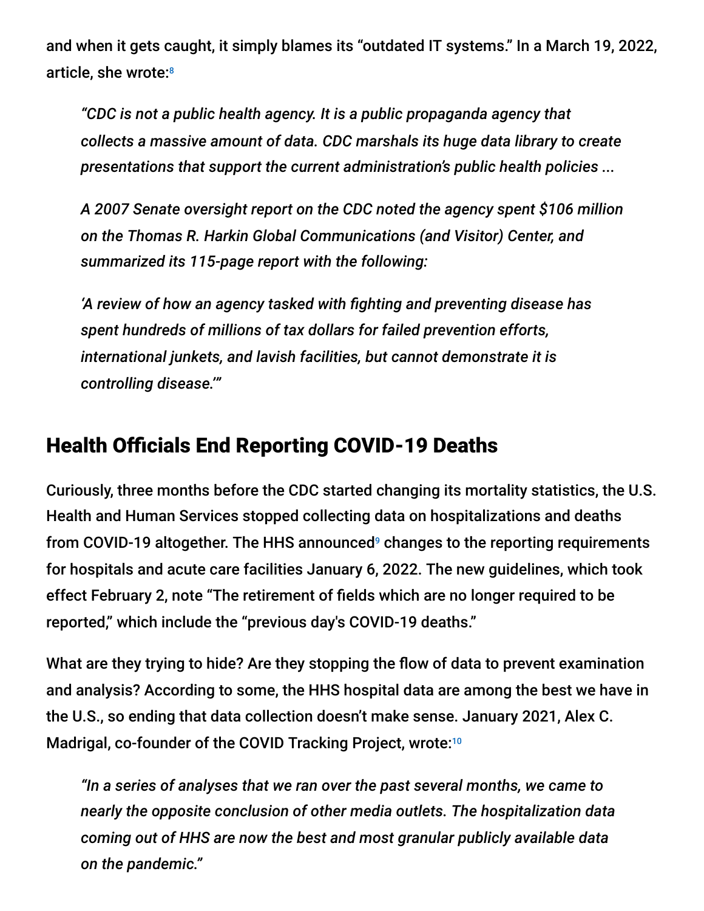and when it gets caught, it simply blames its "outdated IT systems." In a March 19, 2022, article, she wrote:[8]

> *"CDC is not a public health agency. It is a public propaganda agency that collects a massive amount of data. CDC marshals its huge data library to create presentations that support the current administration's public health policies ...*
>
> *A 2007 Senate oversight report on the CDC noted the agency spent $106 million on the Thomas R. Harkin Global Communications (and Visitor) Center, and summarized its 115-page report with the following:*
>
> *'A review of how an agency tasked with fighting and preventing disease has spent hundreds of millions of tax dollars for failed prevention efforts, international junkets, and lavish facilities, but cannot demonstrate it is controlling disease.'"*

## Health Officials End Reporting COVID-19 Deaths

Curiously, three months before the CDC started changing its mortality statistics, the U.S. Health and Human Services stopped collecting data on hospitalizations and deaths from COVID-19 altogether. The HHS announced[9] changes to the reporting requirements for hospitals and acute care facilities January 6, 2022. The new guidelines, which took effect February 2, note "The retirement of fields which are no longer required to be reported," which include the "previous day's COVID-19 deaths."

What are they trying to hide? Are they stopping the flow of data to prevent examination and analysis? According to some, the HHS hospital data are among the best we have in the U.S., so ending that data collection doesn't make sense. January 2021, Alex C. Madrigal, co-founder of the COVID Tracking Project, wrote:[10]

> *"In a series of analyses that we ran over the past several months, we came to nearly the opposite conclusion of other media outlets. The hospitalization data coming out of HHS are now the best and most granular publicly available data on the pandemic."*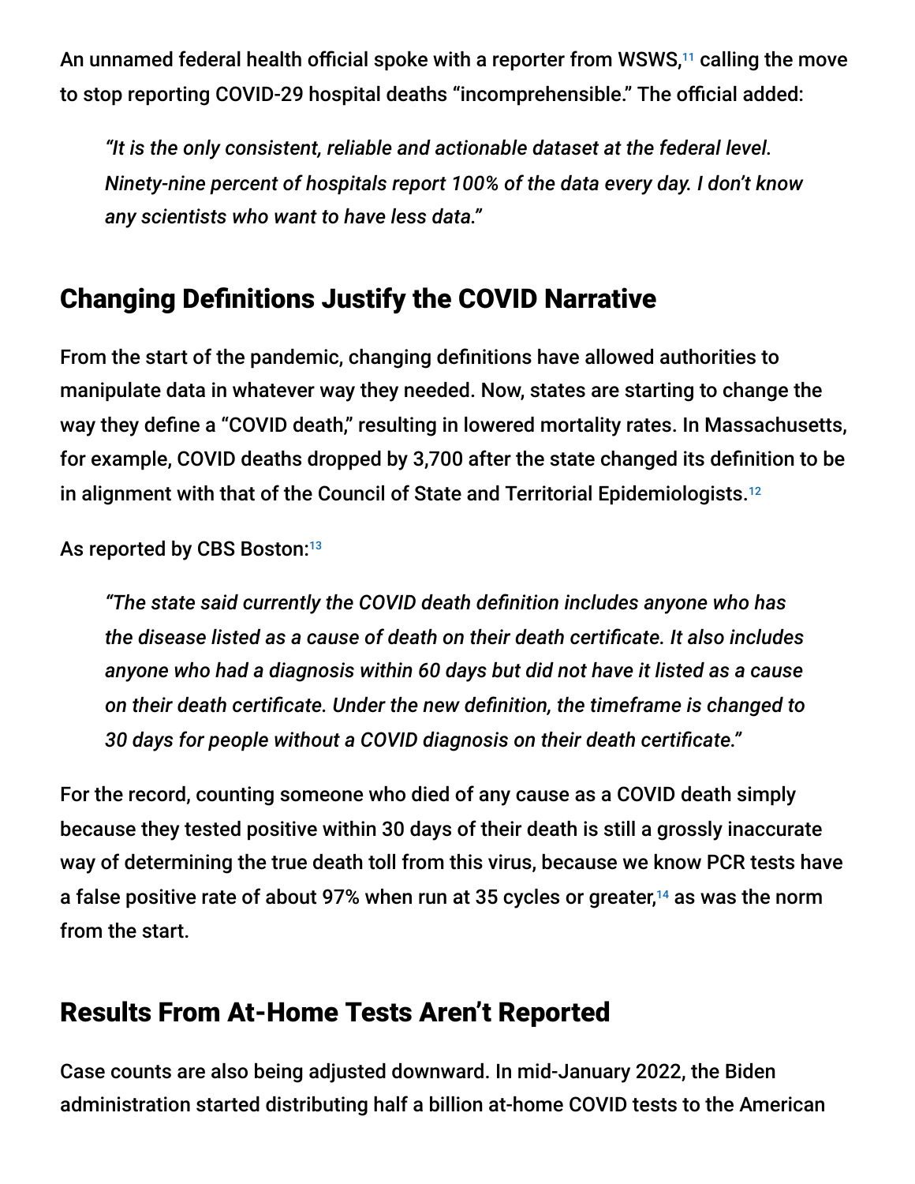An unnamed federal health official spoke with a reporter from WSWS,[11] calling the move to stop reporting COVID-29 hospital deaths "incomprehensible." The official added:

> *"It is the only consistent, reliable and actionable dataset at the federal level. Ninety-nine percent of hospitals report 100% of the data every day. I don't know any scientists who want to have less data."*

## Changing Definitions Justify the COVID Narrative

From the start of the pandemic, changing definitions have allowed authorities to manipulate data in whatever way they needed. Now, states are starting to change the way they define a "COVID death," resulting in lowered mortality rates. In Massachusetts, for example, COVID deaths dropped by 3,700 after the state changed its definition to be in alignment with that of the Council of State and Territorial Epidemiologists.[12]

As reported by CBS Boston:[13]

> *"The state said currently the COVID death definition includes anyone who has the disease listed as a cause of death on their death certificate. It also includes anyone who had a diagnosis within 60 days but did not have it listed as a cause on their death certificate. Under the new definition, the timeframe is changed to 30 days for people without a COVID diagnosis on their death certificate."*

For the record, counting someone who died of any cause as a COVID death simply because they tested positive within 30 days of their death is still a grossly inaccurate way of determining the true death toll from this virus, because we know PCR tests have a false positive rate of about 97% when run at 35 cycles or greater,[14] as was the norm from the start.

## Results From At-Home Tests Aren't Reported

Case counts are also being adjusted downward. In mid-January 2022, the Biden administration started distributing half a billion at-home COVID tests to the American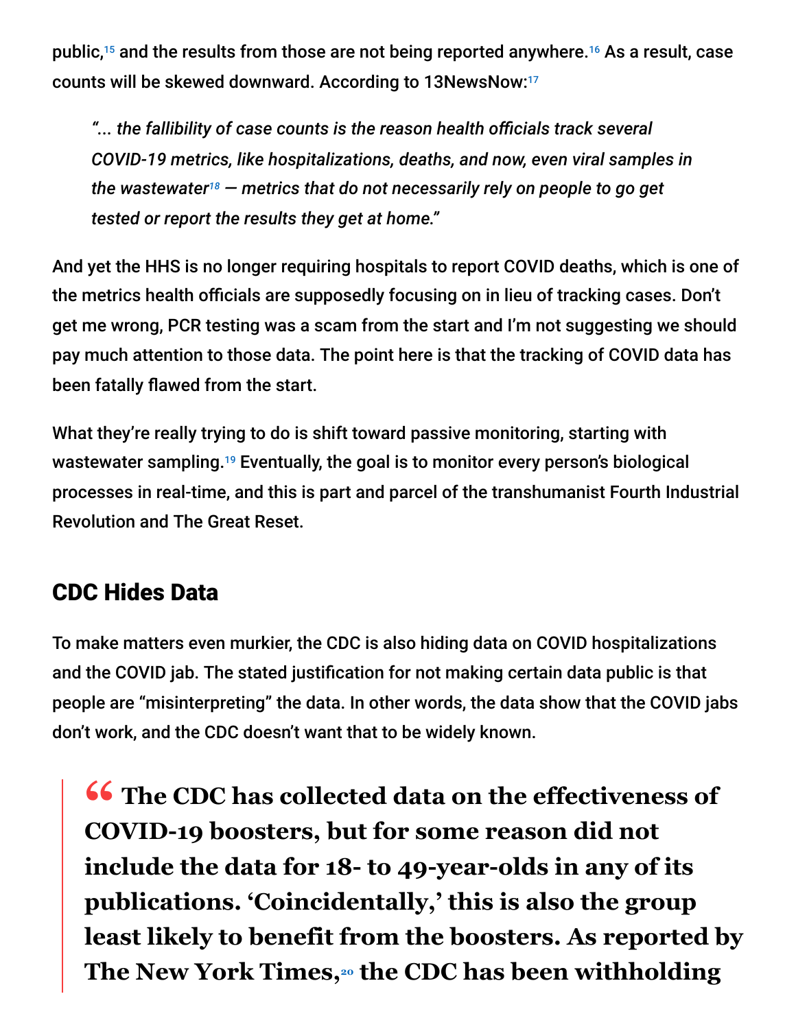public,[15] and the results from those are not being reported anywhere.[16] As a result, case counts will be skewed downward. According to 13NewsNow:[17]

> *"... the fallibility of case counts is the reason health officials track several COVID-19 metrics, like hospitalizations, deaths, and now, even viral samples in the wastewater[18] — metrics that do not necessarily rely on people to go get tested or report the results they get at home."*

And yet the HHS is no longer requiring hospitals to report COVID deaths, which is one of the metrics health officials are supposedly focusing on in lieu of tracking cases. Don't get me wrong, PCR testing was a scam from the start and I'm not suggesting we should pay much attention to those data. The point here is that the tracking of COVID data has been fatally flawed from the start.

What they're really trying to do is shift toward passive monitoring, starting with wastewater sampling.[19] Eventually, the goal is to monitor every person's biological processes in real-time, and this is part and parcel of the transhumanist Fourth Industrial Revolution and The Great Reset.

## CDC Hides Data

To make matters even murkier, the CDC is also hiding data on COVID hospitalizations and the COVID jab. The stated justification for not making certain data public is that people are "misinterpreting" the data. In other words, the data show that the COVID jabs don't work, and the CDC doesn't want that to be widely known.

> **" The CDC has collected data on the effectiveness of COVID-19 boosters, but for some reason did not include the data for 18- to 49-year-olds in any of its publications. 'Coincidentally,' this is also the group least likely to benefit from the boosters. As reported by The New York Times,[20] the CDC has been withholding**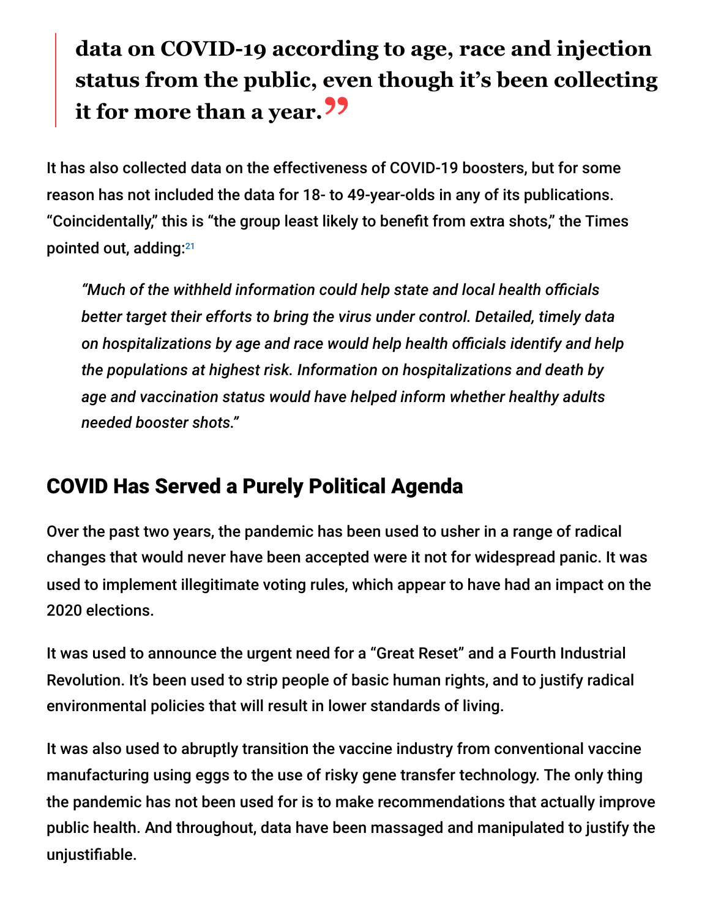> **data on COVID-19 according to age, race and injection status from the public, even though it's been collecting it for more than a year."**

It has also collected data on the effectiveness of COVID-19 boosters, but for some reason has not included the data for 18- to 49-year-olds in any of its publications. "Coincidentally," this is "the group least likely to benefit from extra shots," the Times pointed out, adding:[21]

> *"Much of the withheld information could help state and local health officials better target their efforts to bring the virus under control. Detailed, timely data on hospitalizations by age and race would help health officials identify and help the populations at highest risk. Information on hospitalizations and death by age and vaccination status would have helped inform whether healthy adults needed booster shots."*

## COVID Has Served a Purely Political Agenda

Over the past two years, the pandemic has been used to usher in a range of radical changes that would never have been accepted were it not for widespread panic. It was used to implement illegitimate voting rules, which appear to have had an impact on the 2020 elections.

It was used to announce the urgent need for a "Great Reset" and a Fourth Industrial Revolution. It's been used to strip people of basic human rights, and to justify radical environmental policies that will result in lower standards of living.

It was also used to abruptly transition the vaccine industry from conventional vaccine manufacturing using eggs to the use of risky gene transfer technology. The only thing the pandemic has not been used for is to make recommendations that actually improve public health. And throughout, data have been massaged and manipulated to justify the unjustifiable.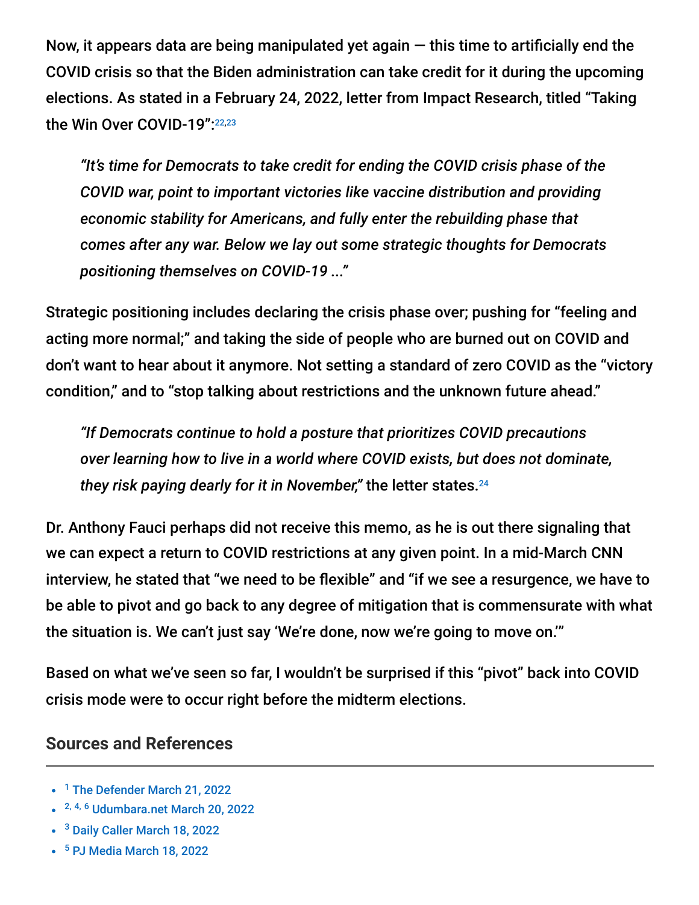Now, it appears data are being manipulated yet again — this time to artificially end the COVID crisis so that the Biden administration can take credit for it during the upcoming elections. As stated in a February 24, 2022, letter from Impact Research, titled "Taking the Win Over COVID-19":[22,23]

> *"It's time for Democrats to take credit for ending the COVID crisis phase of the COVID war, point to important victories like vaccine distribution and providing economic stability for Americans, and fully enter the rebuilding phase that comes after any war. Below we lay out some strategic thoughts for Democrats positioning themselves on COVID-19 ..."*

Strategic positioning includes declaring the crisis phase over; pushing for "feeling and acting more normal;" and taking the side of people who are burned out on COVID and don't want to hear about it anymore. Not setting a standard of zero COVID as the "victory condition," and to "stop talking about restrictions and the unknown future ahead."

> *"If Democrats continue to hold a posture that prioritizes COVID precautions over learning how to live in a world where COVID exists, but does not dominate, they risk paying dearly for it in November,"* the letter states.[24]

Dr. Anthony Fauci perhaps did not receive this memo, as he is out there signaling that we can expect a return to COVID restrictions at any given point. In a mid-March CNN interview, he stated that "we need to be flexible" and "if we see a resurgence, we have to be able to pivot and go back to any degree of mitigation that is commensurate with what the situation is. We can't just say 'We're done, now we're going to move on.'"

Based on what we've seen so far, I wouldn't be surprised if this "pivot" back into COVID crisis mode were to occur right before the midterm elections.

## Sources and References

- [1] The Defender March 21, 2022
- [2, 4, 6] Udumbara.net March 20, 2022
- [3] Daily Caller March 18, 2022
- [5] PJ Media March 18, 2022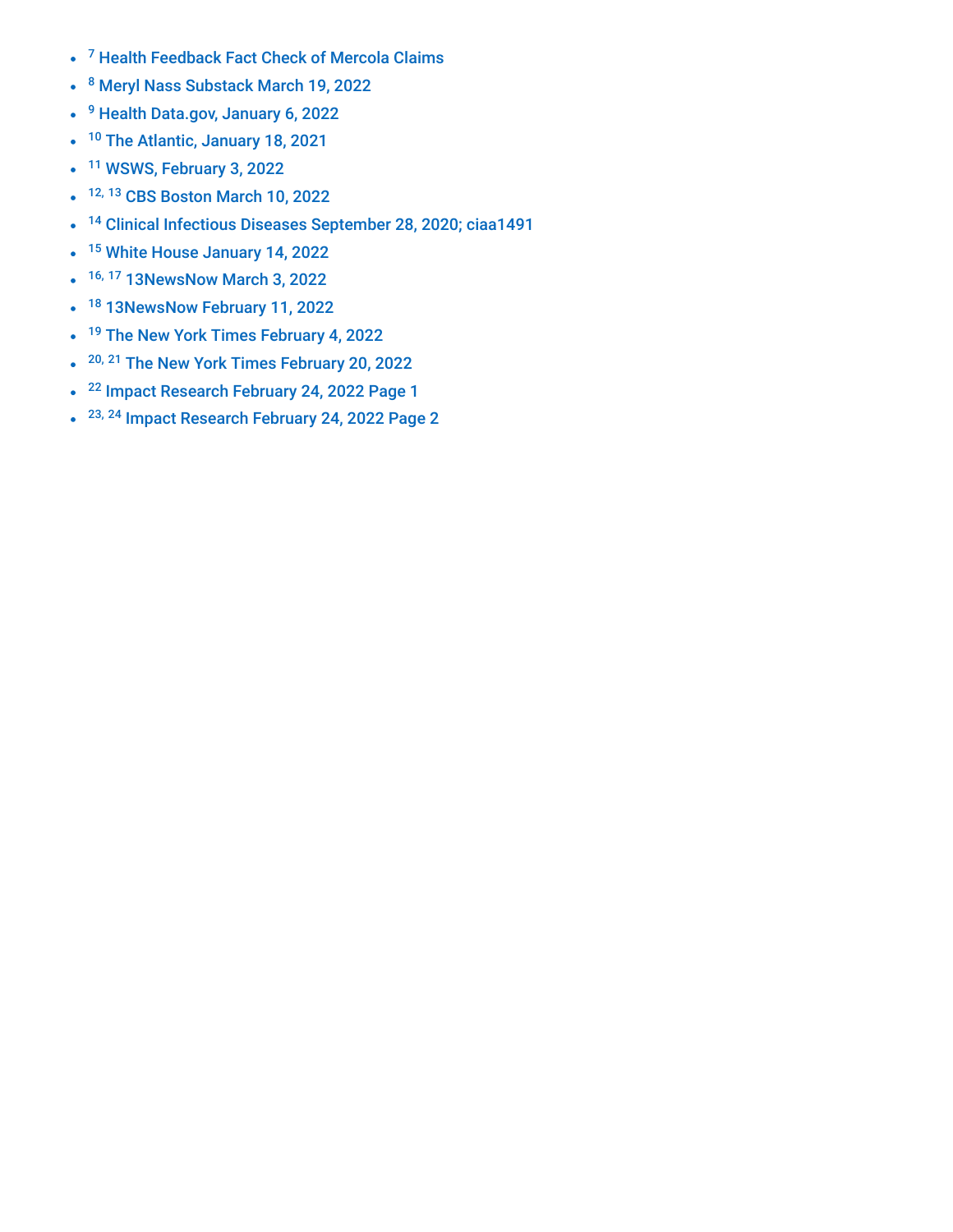- [7] Health Feedback Fact Check of Mercola Claims
- [8] Meryl Nass Substack March 19, 2022
- [9] Health Data.gov, January 6, 2022
- [10] The Atlantic, January 18, 2021
- [11] WSWS, February 3, 2022
- [12, 13] CBS Boston March 10, 2022
- [14] Clinical Infectious Diseases September 28, 2020; ciaa1491
- [15] White House January 14, 2022
- [16, 17] 13NewsNow March 3, 2022
- [18] 13NewsNow February 11, 2022
- [19] The New York Times February 4, 2022
- [20, 21] The New York Times February 20, 2022
- [22] Impact Research February 24, 2022 Page 1
- [23, 24] Impact Research February 24, 2022 Page 2